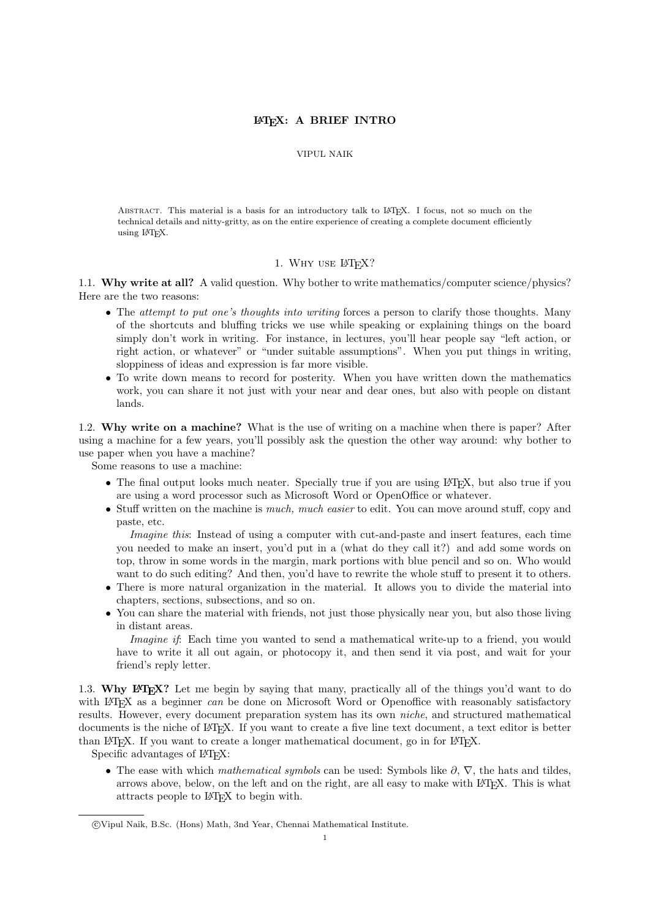# LaTeX: A BRIEF INTRO

VIPUL NAIK

Abstract. This material is a basis for an introductory talk to LaTeX. I focus, not so much on the technical details and nitty-gritty, as on the entire experience of creating a complete document efficiently using LaTeX.

## 1. Why use LaTeX?

1.1. **Why write at all?** A valid question. Why bother to write mathematics/computer science/physics? Here are the two reasons:

- The *attempt to put one's thoughts into writing* forces a person to clarify those thoughts. Many of the shortcuts and bluffing tricks we use while speaking or explaining things on the board simply don't work in writing. For instance, in lectures, you'll hear people say "left action, or right action, or whatever" or "under suitable assumptions". When you put things in writing, sloppiness of ideas and expression is far more visible.
- To write down means to record for posterity. When you have written down the mathematics work, you can share it not just with your near and dear ones, but also with people on distant lands.

1.2. **Why write on a machine?** What is the use of writing on a machine when there is paper? After using a machine for a few years, you'll possibly ask the question the other way around: why bother to use paper when you have a machine?

Some reasons to use a machine:

- The final output looks much neater. Specially true if you are using LaTeX, but also true if you are using a word processor such as Microsoft Word or OpenOffice or whatever.
- Stuff written on the machine is *much, much easier* to edit. You can move around stuff, copy and paste, etc.

  *Imagine this*: Instead of using a computer with cut-and-paste and insert features, each time you needed to make an insert, you'd put in a (what do they call it?) and add some words on top, throw in some words in the margin, mark portions with blue pencil and so on. Who would want to do such editing? And then, you'd have to rewrite the whole stuff to present it to others.
- There is more natural organization in the material. It allows you to divide the material into chapters, sections, subsections, and so on.
- You can share the material with friends, not just those physically near you, but also those living in distant areas.

  *Imagine if*: Each time you wanted to send a mathematical write-up to a friend, you would have to write it all out again, or photocopy it, and then send it via post, and wait for your friend's reply letter.

1.3. **Why LaTeX?** Let me begin by saying that many, practically all of the things you'd want to do with LaTeX as a beginner *can* be done on Microsoft Word or Openoffice with reasonably satisfactory results. However, every document preparation system has its own *niche*, and structured mathematical documents is the niche of LaTeX. If you want to create a five line text document, a text editor is better than LaTeX. If you want to create a longer mathematical document, go in for LaTeX.

Specific advantages of LaTeX:

- The ease with which *mathematical symbols* can be used: Symbols like $\partial$, $\nabla$, the hats and tildes, arrows above, below, on the left and on the right, are all easy to make with LaTeX. This is what attracts people to LaTeX to begin with.

©Vipul Naik, B.Sc. (Hons) Math, 3nd Year, Chennai Mathematical Institute.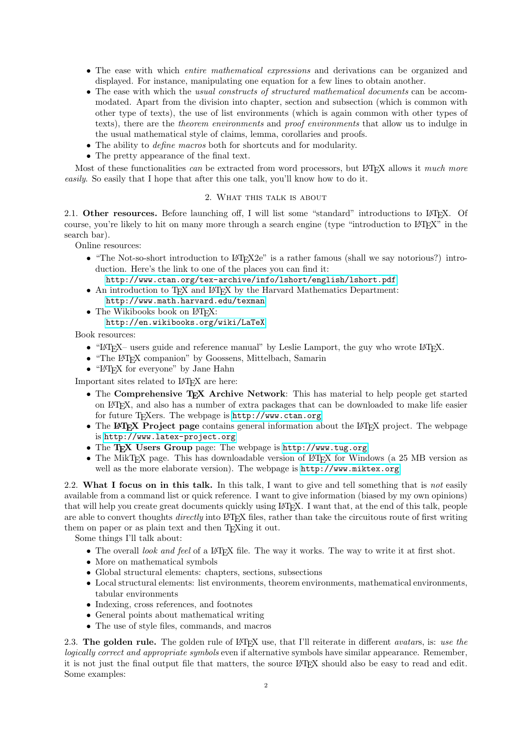- The ease with which *entire mathematical expressions* and derivations can be organized and displayed. For instance, manipulating one equation for a few lines to obtain another.
- The ease with which the *usual constructs of structured mathematical documents* can be accommodated. Apart from the division into chapter, section and subsection (which is common with other type of texts), the use of list environments (which is again common with other types of texts), there are the *theorem environments* and *proof environments* that allow us to indulge in the usual mathematical style of claims, lemma, corollaries and proofs.
- The ability to *define macros* both for shortcuts and for modularity.
- The pretty appearance of the final text.

Most of these functionalities *can* be extracted from word processors, but LaTeX allows it *much more easily*. So easily that I hope that after this one talk, you'll know how to do it.

## 2. What this talk is about

2.1. **Other resources.** Before launching off, I will list some "standard" introductions to LaTeX. Of course, you're likely to hit on many more through a search engine (type "introduction to LaTeX" in the search bar).

Online resources:

- "The Not-so-short introduction to LaTeX2e" is a rather famous (shall we say notorious?) introduction. Here's the link to one of the places you can find it:
  `http://www.ctan.org/tex-archive/info/lshort/english/lshort.pdf`
- An introduction to TeX and LaTeX by the Harvard Mathematics Department:
  `http://www.math.harvard.edu/texman`
- The Wikibooks book on LaTeX:
  `http://en.wikibooks.org/wiki/LaTeX`

Book resources:

- "LaTeX– users guide and reference manual" by Leslie Lamport, the guy who wrote LaTeX.
- "The LaTeX companion" by Goossens, Mittelbach, Samarin
- "LaTeX for everyone" by Jane Hahn

Important sites related to LaTeX are here:

- The **Comprehensive TeX Archive Network**: This has material to help people get started on LaTeX, and also has a number of extra packages that can be downloaded to make life easier for future TeXers. The webpage is `http://www.ctan.org`
- The **LaTeX Project page** contains general information about the LaTeX project. The webpage is `http://www.latex-project.org`
- The **TeX Users Group** page: The webpage is `http://www.tug.org`
- The MikTeX page. This has downloadable version of LaTeX for Windows (a 25 MB version as well as the more elaborate version). The webpage is `http://www.miktex.org`

2.2. **What I focus on in this talk.** In this talk, I want to give and tell something that is *not* easily available from a command list or quick reference. I want to give information (biased by my own opinions) that will help you create great documents quickly using LaTeX. I want that, at the end of this talk, people are able to convert thoughts *directly* into LaTeX files, rather than take the circuitous route of first writing them on paper or as plain text and then TeXing it out.

Some things I'll talk about:

- The overall *look and feel* of a LaTeX file. The way it works. The way to write it at first shot.
- More on mathematical symbols
- Global structural elements: chapters, sections, subsections
- Local structural elements: list environments, theorem environments, mathematical environments, tabular environments
- Indexing, cross references, and footnotes
- General points about mathematical writing
- The use of style files, commands, and macros

2.3. **The golden rule.** The golden rule of LaTeX use, that I'll reiterate in different *avatar*s, is: *use the logically correct and appropriate symbols* even if alternative symbols have similar appearance. Remember, it is not just the final output file that matters, the source LaTeX should also be easy to read and edit. Some examples: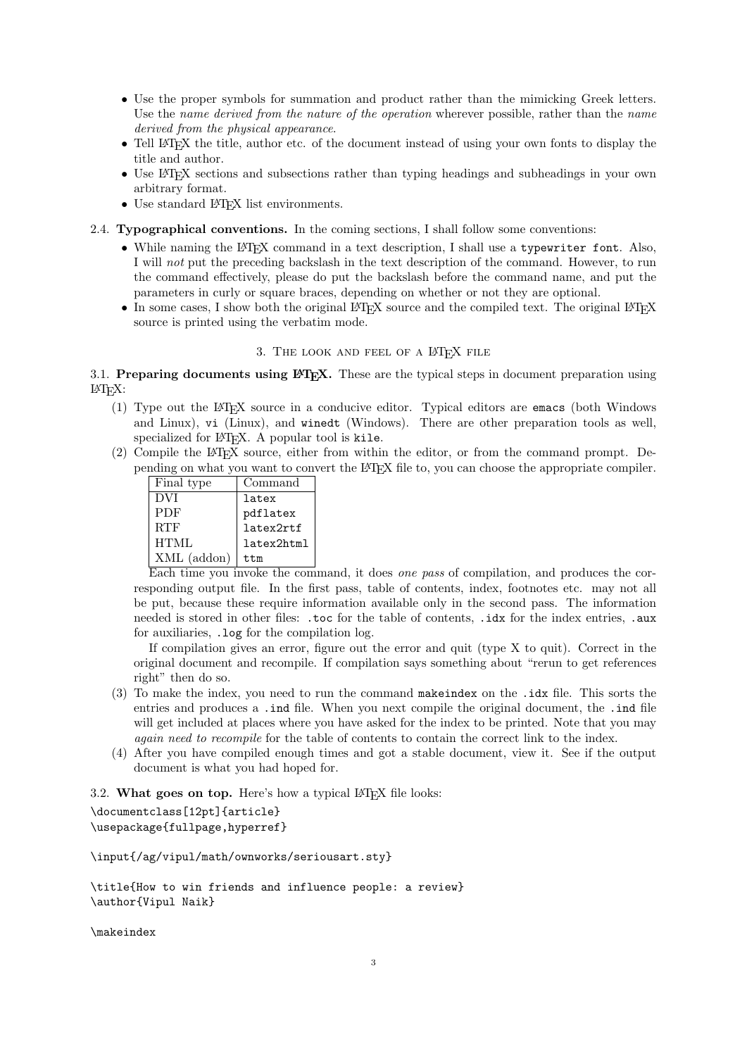- Use the proper symbols for summation and product rather than the mimicking Greek letters. Use the *name derived from the nature of the operation* wherever possible, rather than the *name derived from the physical appearance*.
- Tell LaTeX the title, author etc. of the document instead of using your own fonts to display the title and author.
- Use LaTeX sections and subsections rather than typing headings and subheadings in your own arbitrary format.
- Use standard LaTeX list environments.

2.4. **Typographical conventions.** In the coming sections, I shall follow some conventions:

- While naming the LaTeX command in a text description, I shall use a `typewriter font`. Also, I will *not* put the preceding backslash in the text description of the command. However, to run the command effectively, please do put the backslash before the command name, and put the parameters in curly or square braces, depending on whether or not they are optional.
- In some cases, I show both the original LaTeX source and the compiled text. The original LaTeX source is printed using the verbatim mode.

## 3. The look and feel of a LaTeX file

3.1. **Preparing documents using LaTeX.** These are the typical steps in document preparation using LaTeX:

(1) Type out the LaTeX source in a conducive editor. Typical editors are `emacs` (both Windows and Linux), `vi` (Linux), and `winedt` (Windows). There are other preparation tools as well, specialized for LaTeX. A popular tool is `kile`.

(2) Compile the LaTeX source, either from within the editor, or from the command prompt. Depending on what you want to convert the LaTeX file to, you can choose the appropriate compiler.

| Final type | Command |
|---|---|
| DVI | `latex` |
| PDF | `pdflatex` |
| RTF | `latex2rtf` |
| HTML | `latex2html` |
| XML (addon) | `ttm` |

Each time you invoke the command, it does *one pass* of compilation, and produces the corresponding output file. In the first pass, table of contents, index, footnotes etc. may not all be put, because these require information available only in the second pass. The information needed is stored in other files: `.toc` for the table of contents, `.idx` for the index entries, `.aux` for auxiliaries, `.log` for the compilation log.

If compilation gives an error, figure out the error and quit (type X to quit). Correct in the original document and recompile. If compilation says something about "rerun to get references right" then do so.

(3) To make the index, you need to run the command `makeindex` on the `.idx` file. This sorts the entries and produces a `.ind` file. When you next compile the original document, the `.ind` file will get included at places where you have asked for the index to be printed. Note that you may *again need to recompile* for the table of contents to contain the correct link to the index.

(4) After you have compiled enough times and got a stable document, view it. See if the output document is what you had hoped for.

3.2. **What goes on top.** Here's how a typical LaTeX file looks:

```
\documentclass[12pt]{article}
\usepackage{fullpage,hyperref}

\input{/ag/vipul/math/ownworks/seriousart.sty}

\title{How to win friends and influence people: a review}
\author{Vipul Naik}

\makeindex
```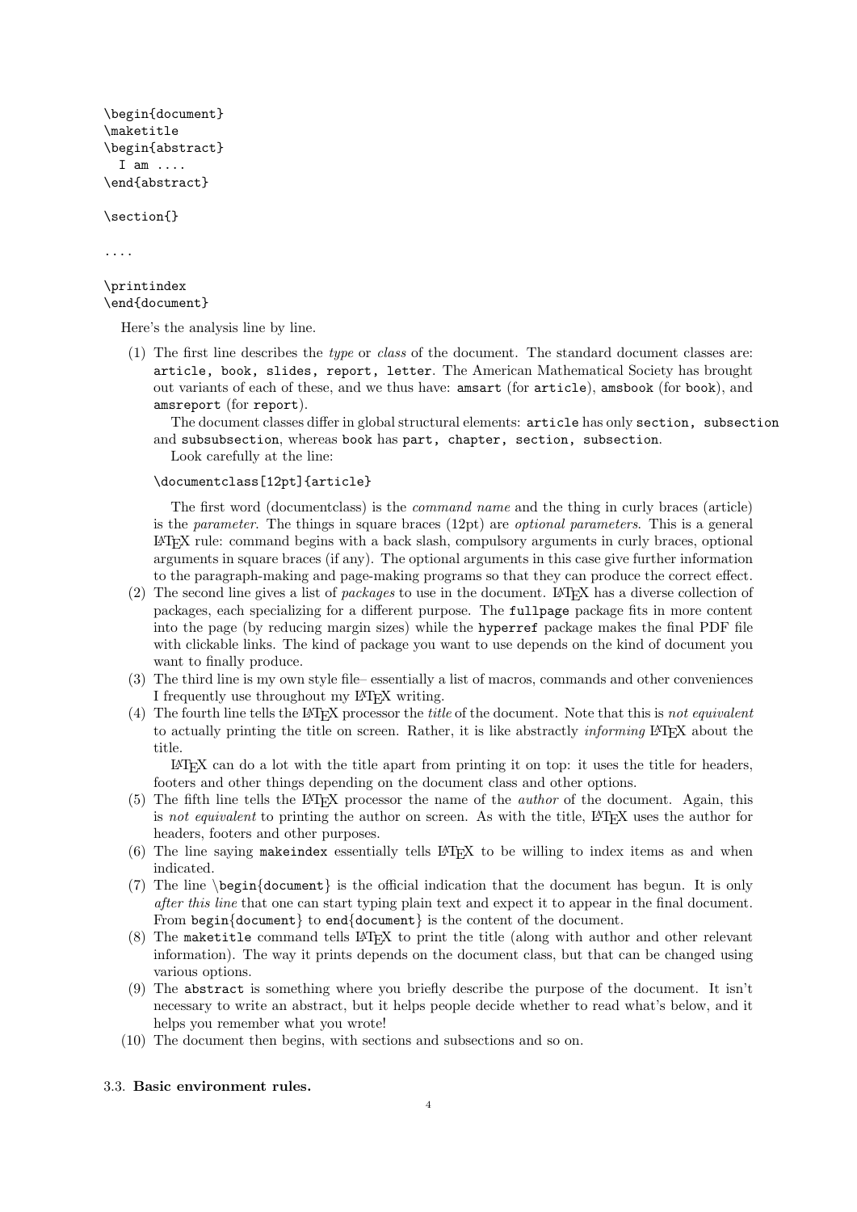```
\begin{document}
\maketitle
\begin{abstract}
  I am ....
\end{abstract}

\section{}

....

\printindex
\end{document}
```

Here's the analysis line by line.

(1) The first line describes the *type* or *class* of the document. The standard document classes are: `article, book, slides, report, letter`. The American Mathematical Society has brought out variants of each of these, and we thus have: `amsart` (for `article`), `amsbook` (for `book`), and `amsreport` (for `report`).

The document classes differ in global structural elements: `article` has only `section, subsection` and `subsubsection`, whereas `book` has `part, chapter, section, subsection`.

Look carefully at the line:

```
\documentclass[12pt]{article}
```

The first word (documentclass) is the *command name* and the thing in curly braces (article) is the *parameter*. The things in square braces (12pt) are *optional parameters*. This is a general LaTeX rule: command begins with a back slash, compulsory arguments in curly braces, optional arguments in square braces (if any). The optional arguments in this case give further information to the paragraph-making and page-making programs so that they can produce the correct effect.

(2) The second line gives a list of *packages* to use in the document. LaTeX has a diverse collection of packages, each specializing for a different purpose. The `fullpage` package fits in more content into the page (by reducing margin sizes) while the `hyperref` package makes the final PDF file with clickable links. The kind of package you want to use depends on the kind of document you want to finally produce.

(3) The third line is my own style file– essentially a list of macros, commands and other conveniences I frequently use throughout my LaTeX writing.

(4) The fourth line tells the LaTeX processor the *title* of the document. Note that this is *not equivalent* to actually printing the title on screen. Rather, it is like abstractly *informing* LaTeX about the title.

LaTeX can do a lot with the title apart from printing it on top: it uses the title for headers, footers and other things depending on the document class and other options.

(5) The fifth line tells the LaTeX processor the name of the *author* of the document. Again, this is *not equivalent* to printing the author on screen. As with the title, LaTeX uses the author for headers, footers and other purposes.

(6) The line saying `makeindex` essentially tells LaTeX to be willing to index items as and when indicated.

(7) The line \begin{document} is the official indication that the document has begun. It is only *after this line* that one can start typing plain text and expect it to appear in the final document. From `begin{document}` to `end{document}` is the content of the document.

(8) The `maketitle` command tells LaTeX to print the title (along with author and other relevant information). The way it prints depends on the document class, but that can be changed using various options.

(9) The `abstract` is something where you briefly describe the purpose of the document. It isn't necessary to write an abstract, but it helps people decide whether to read what's below, and it helps you remember what you wrote!

(10) The document then begins, with sections and subsections and so on.

### 3.3. **Basic environment rules.**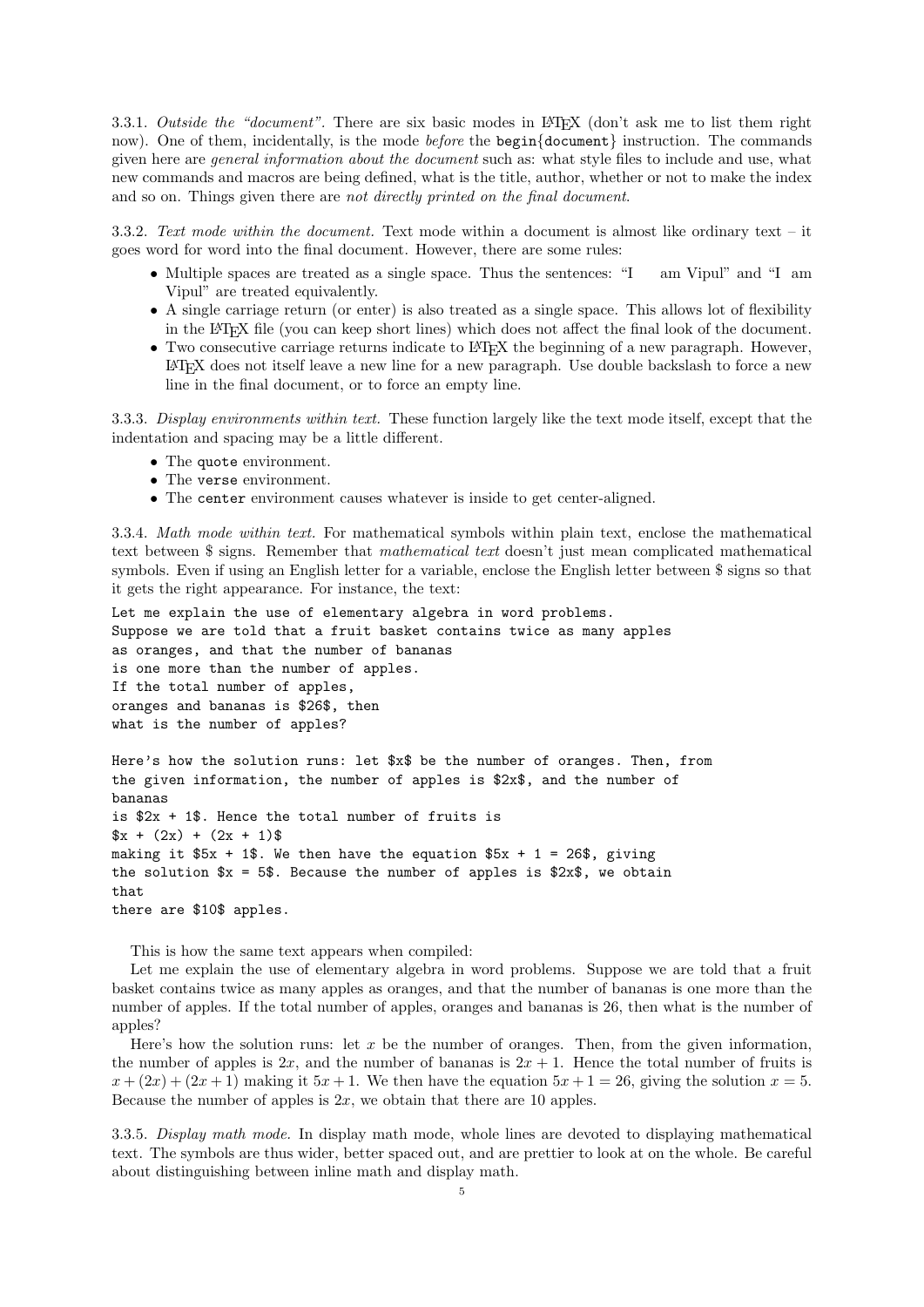3.3.1. *Outside the "document".* There are six basic modes in LaTeX (don't ask me to list them right now). One of them, incidentally, is the mode *before* the `begin{document}` instruction. The commands given here are *general information about the document* such as: what style files to include and use, what new commands and macros are being defined, what is the title, author, whether or not to make the index and so on. Things given there are *not directly printed on the final document*.

3.3.2. *Text mode within the document.* Text mode within a document is almost like ordinary text – it goes word for word into the final document. However, there are some rules:

- Multiple spaces are treated as a single space. Thus the sentences: "I      am Vipul" and "I  am Vipul" are treated equivalently.
- A single carriage return (or enter) is also treated as a single space. This allows lot of flexibility in the LaTeX file (you can keep short lines) which does not affect the final look of the document.
- Two consecutive carriage returns indicate to LaTeX the beginning of a new paragraph. However, LaTeX does not itself leave a new line for a new paragraph. Use double backslash to force a new line in the final document, or to force an empty line.

3.3.3. *Display environments within text.* These function largely like the text mode itself, except that the indentation and spacing may be a little different.

- The `quote` environment.
- The `verse` environment.
- The `center` environment causes whatever is inside to get center-aligned.

3.3.4. *Math mode within text.* For mathematical symbols within plain text, enclose the mathematical text between $ signs. Remember that *mathematical text* doesn't just mean complicated mathematical symbols. Even if using an English letter for a variable, enclose the English letter between $ signs so that it gets the right appearance. For instance, the text:

```
Let me explain the use of elementary algebra in word problems.
Suppose we are told that a fruit basket contains twice as many apples
as oranges, and that the number of bananas
is one more than the number of apples.
If the total number of apples,
oranges and bananas is $26$, then
what is the number of apples?

Here's how the solution runs: let $x$ be the number of oranges. Then, from
the given information, the number of apples is $2x$, and the number of
bananas
is $2x + 1$. Hence the total number of fruits is
$x + (2x) + (2x + 1)$
making it $5x + 1$. We then have the equation $5x + 1 = 26$, giving
the solution $x = 5$. Because the number of apples is $2x$, we obtain
that
there are $10$ apples.
```

This is how the same text appears when compiled:

Let me explain the use of elementary algebra in word problems. Suppose we are told that a fruit basket contains twice as many apples as oranges, and that the number of bananas is one more than the number of apples. If the total number of apples, oranges and bananas is 26, then what is the number of apples?

Here's how the solution runs: let $x$ be the number of oranges. Then, from the given information, the number of apples is $2x$, and the number of bananas is $2x + 1$. Hence the total number of fruits is $x + (2x) + (2x + 1)$ making it $5x + 1$. We then have the equation $5x + 1 = 26$, giving the solution $x = 5$. Because the number of apples is $2x$, we obtain that there are 10 apples.

3.3.5. *Display math mode.* In display math mode, whole lines are devoted to displaying mathematical text. The symbols are thus wider, better spaced out, and are prettier to look at on the whole. Be careful about distinguishing between inline math and display math.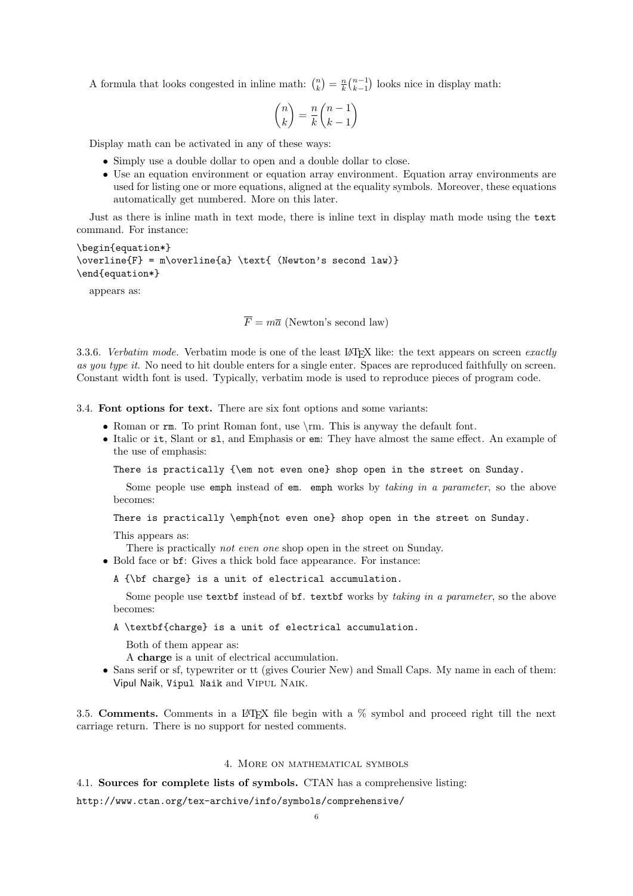A formula that looks congested in inline math: $\binom{n}{k} = \frac{n}{k}\binom{n-1}{k-1}$ looks nice in display math:

$$\binom{n}{k} = \frac{n}{k}\binom{n-1}{k-1}$$

Display math can be activated in any of these ways:

- Simply use a double dollar to open and a double dollar to close.
- Use an equation environment or equation array environment. Equation array environments are used for listing one or more equations, aligned at the equality symbols. Moreover, these equations automatically get numbered. More on this later.

Just as there is inline math in text mode, there is inline text in display math mode using the `text` command. For instance:

```
\begin{equation*}
\overline{F} = m\overline{a} \text{ (Newton's second law)}
\end{equation*}
```

appears as:

$$\overline{F} = m\overline{a} \text{ (Newton's second law)}$$

3.3.6. *Verbatim mode.* Verbatim mode is one of the least LaTeX like: the text appears on screen *exactly as you type it.* No need to hit double enters for a single enter. Spaces are reproduced faithfully on screen. Constant width font is used. Typically, verbatim mode is used to reproduce pieces of program code.

3.4. **Font options for text.** There are six font options and some variants:

- Roman or `rm`. To print Roman font, use \rm. This is anyway the default font.
- Italic or `it`, Slant or `sl`, and Emphasis or `em`: They have almost the same effect. An example of the use of emphasis:

  ```
  There is practically {\em not even one} shop open in the street on Sunday.
  ```

  Some people use `emph` instead of `em`. `emph` works by *taking in a parameter*, so the above becomes:

  ```
  There is practically \emph{not even one} shop open in the street on Sunday.
  ```

  This appears as:
  There is practically *not even one* shop open in the street on Sunday.
- Bold face or `bf`: Gives a thick bold face appearance. For instance:

  ```
  A {\bf charge} is a unit of electrical accumulation.
  ```

  Some people use `textbf` instead of `bf`. `textbf` works by *taking in a parameter*, so the above becomes:

  ```
  A \textbf{charge} is a unit of electrical accumulation.
  ```

  Both of them appear as:
  A **charge** is a unit of electrical accumulation.
- Sans serif or sf, typewriter or tt (gives Courier New) and Small Caps. My name in each of them: Vipul Naik, `Vipul Naik` and VIPUL NAIK.

3.5. **Comments.** Comments in a LaTeX file begin with a % symbol and proceed right till the next carriage return. There is no support for nested comments.

## 4. More on mathematical symbols

4.1. **Sources for complete lists of symbols.** CTAN has a comprehensive listing:

`http://www.ctan.org/tex-archive/info/symbols/comprehensive/`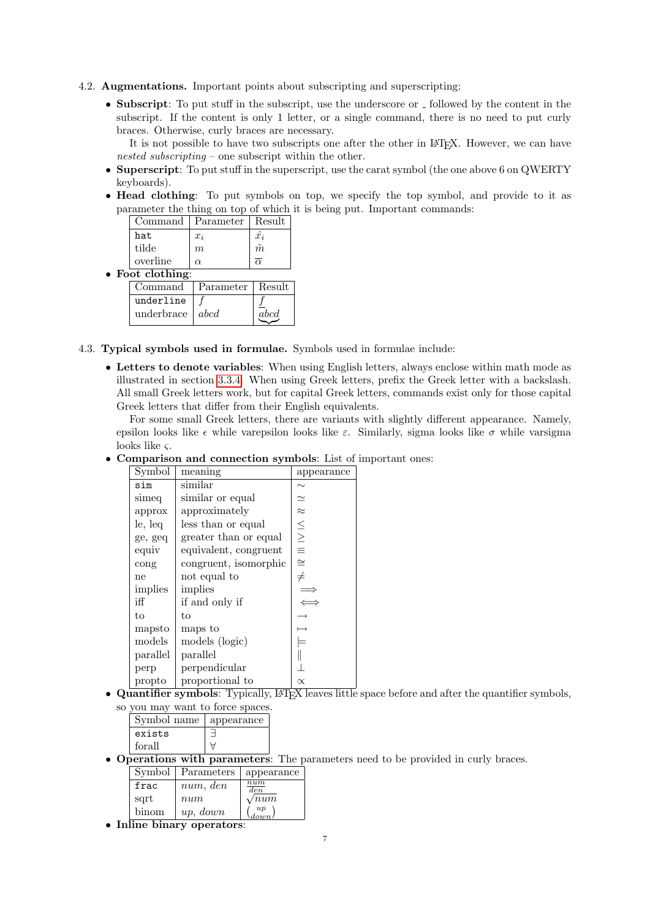### 4.2. Augmentations.

Important points about subscripting and superscripting:

- **Subscript**: To put stuff in the subscript, use the underscore or _ followed by the content in the subscript. If the content is only 1 letter, or a single command, there is no need to put curly braces. Otherwise, curly braces are necessary.

  It is not possible to have two subscripts one after the other in LaTeX. However, we can have *nested subscripting* – one subscript within the other.
- **Superscript**: To put stuff in the superscript, use the carat symbol (the one above 6 on QWERTY keyboards).
- **Head clothing**: To put symbols on top, we specify the top symbol, and provide to it as parameter the thing on top of which it is being put. Important commands:

| Command | Parameter | Result |
|---|---|---|
| `hat` | $x_i$ | $\hat{x_i}$ |
| tilde | $m$ | $\tilde{m}$ |
| overline | $\alpha$ | $\overline{\alpha}$ |

- **Foot clothing**:

| Command | Parameter | Result |
|---|---|---|
| `underline` | $f$ | $\underline{f}$ |
| underbrace | $abcd$ | $\underbrace{abcd}$ |

### 4.3. Typical symbols used in formulae.

Symbols used in formulae include:

- **Letters to denote variables**: When using English letters, always enclose within math mode as illustrated in section 3.3.4. When using Greek letters, prefix the Greek letter with a backslash. All small Greek letters work, but for capital Greek letters, commands exist only for those capital Greek letters that differ from their English equivalents.

  For some small Greek letters, there are variants with slightly different appearance. Namely, epsilon looks like $\epsilon$ while varepsilon looks like $\varepsilon$. Similarly, sigma looks like $\sigma$ while varsigma looks like $\varsigma$.
- **Comparison and connection symbols**: List of important ones:

| Symbol | meaning | appearance |
|---|---|---|
| `sim` | similar | $\sim$ |
| simeq | similar or equal | $\simeq$ |
| approx | approximately | $\approx$ |
| le, leq | less than or equal | $\leq$ |
| ge, geq | greater than or equal | $\geq$ |
| equiv | equivalent, congruent | $\equiv$ |
| cong | congruent, isomorphic | $\cong$ |
| ne | not equal to | $\neq$ |
| implies | implies | $\implies$ |
| iff | if and only if | $\iff$ |
| to | to | $\to$ |
| mapsto | maps to | $\mapsto$ |
| models | models (logic) | $\models$ |
| parallel | parallel | $\parallel$ |
| perp | perpendicular | $\perp$ |
| propto | proportional to | $\propto$ |

- **Quantifier symbols**: Typically, LaTeX leaves little space before and after the quantifier symbols, so you may want to force spaces.

| Symbol name | appearance |
|---|---|
| `exists` | $\exists$ |
| forall | $\forall$ |

- **Operations with parameters**: The parameters need to be provided in curly braces.

| Symbol | Parameters | appearance |
|---|---|---|
| `frac` | $num$, $den$ | $\frac{num}{den}$ |
| sqrt | $num$ | $\sqrt{num}$ |
| binom | $up$, $down$ | $\binom{up}{down}$ |

- **Inline binary operators**: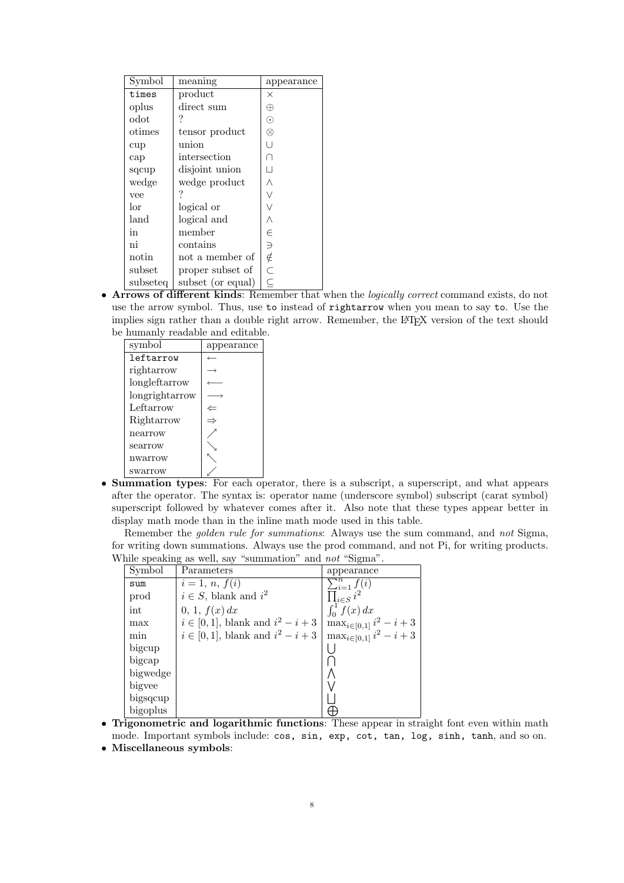| Symbol | meaning | appearance |
|---|---|---|
| `times` | product | $\times$ |
| oplus | direct sum | $\oplus$ |
| odot | ? | $\odot$ |
| otimes | tensor product | $\otimes$ |
| cup | union | $\cup$ |
| cap | intersection | $\cap$ |
| sqcup | disjoint union | $\sqcup$ |
| wedge | wedge product | $\wedge$ |
| vee | ? | $\vee$ |
| lor | logical or | $\vee$ |
| land | logical and | $\wedge$ |
| in | member | $\in$ |
| ni | contains | $\ni$ |
| notin | not a member of | $\notin$ |
| subset | proper subset of | $\subset$ |
| subseteq | subset (or equal) | $\subseteq$ |

- **Arrows of different kinds**: Remember that when the *logically correct* command exists, do not use the arrow symbol. Thus, use `to` instead of `rightarrow` when you mean to say `to`. Use the implies sign rather than a double right arrow. Remember, the LaTeX version of the text should be humanly readable and editable.

| symbol | appearance |
|---|---|
| `leftarrow` | $\leftarrow$ |
| rightarrow | $\rightarrow$ |
| longleftarrow | $\longleftarrow$ |
| longrightarrow | $\longrightarrow$ |
| Leftarrow | $\Leftarrow$ |
| Rightarrow | $\Rightarrow$ |
| nearrow | $\nearrow$ |
| searrow | $\searrow$ |
| nwarrow | $\nwarrow$ |
| swarrow | $\swarrow$ |

- **Summation types**: For each operator, there is a subscript, a superscript, and what appears after the operator. The syntax is: operator name (underscore symbol) subscript (carat symbol) superscript followed by whatever comes after it. Also note that these types appear better in display math mode than in the inline math mode used in this table.

  Remember the *golden rule for summations*: Always use the sum command, and *not* Sigma, for writing down summations. Always use the prod command, and not Pi, for writing products. While speaking as well, say "summation" and *not* "Sigma".

| Symbol | Parameters | appearance |
|---|---|---|
| `sum` | $i = 1$, $n$, $f(i)$ | $\sum_{i=1}^{n} f(i)$ |
| prod | $i \in S$, blank and $i^2$ | $\prod_{i \in S} i^2$ |
| int | $0$, $1$, $f(x)\,dx$ | $\int_0^1 f(x)\,dx$ |
| max | $i \in [0,1]$, blank and $i^2 - i + 3$ | $\max_{i \in [0,1]} i^2 - i + 3$ |
| min | $i \in [0,1]$, blank and $i^2 - i + 3$ | $\max_{i \in [0,1]} i^2 - i + 3$ |
| bigcup | | $\bigcup$ |
| bigcap | | $\bigcap$ |
| bigwedge | | $\bigwedge$ |
| bigvee | | $\bigvee$ |
| bigsqcup | | $\bigsqcup$ |
| bigoplus | | $\bigoplus$ |

- **Trigonometric and logarithmic functions**: These appear in straight font even within math mode. Important symbols include: `cos, sin, exp, cot, tan, log, sinh, tanh`, and so on.
- **Miscellaneous symbols**: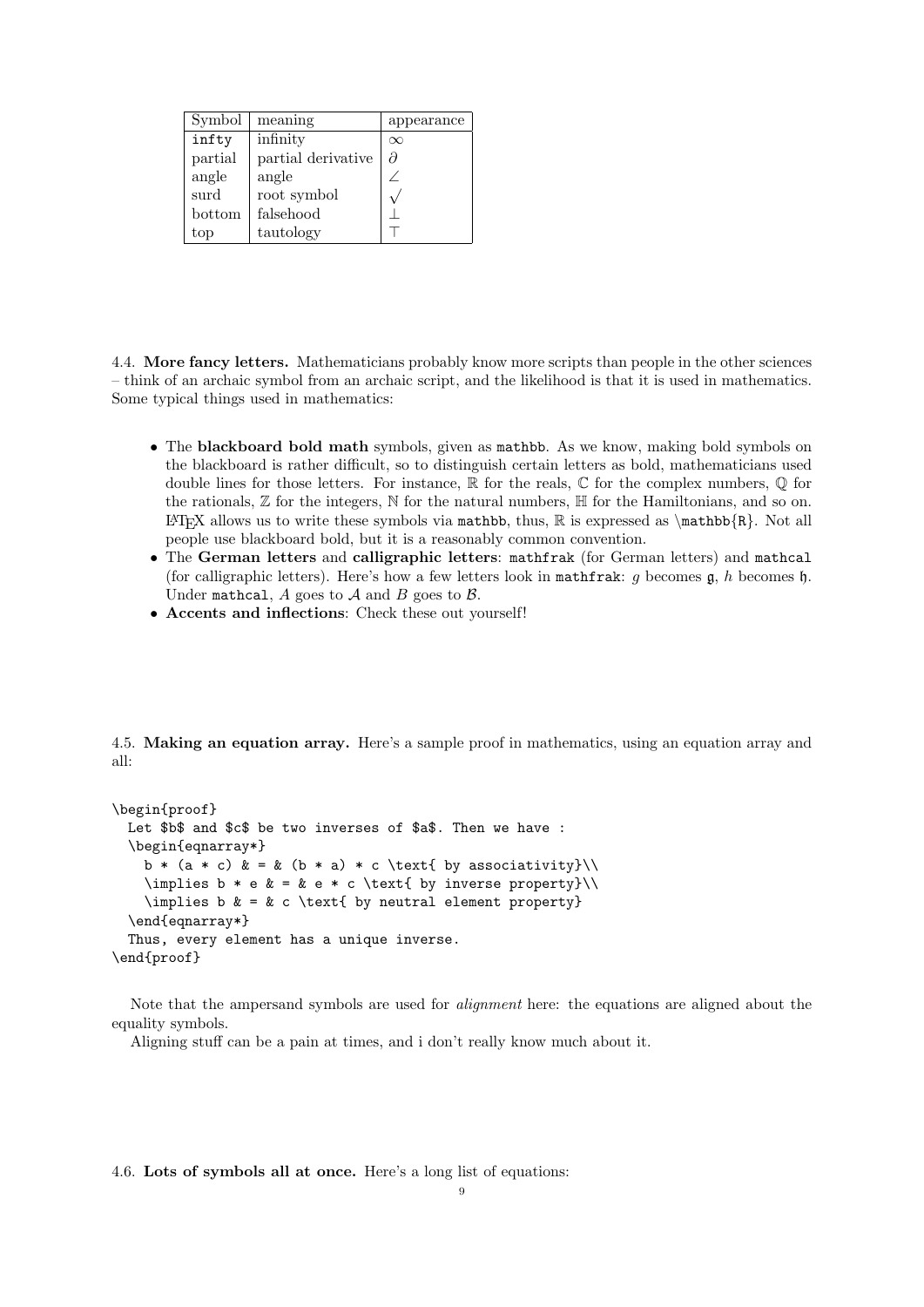| Symbol | meaning | appearance |
|---|---|---|
| `infty` | infinity | $\infty$ |
| partial | partial derivative | $\partial$ |
| angle | angle | $\angle$ |
| surd | root symbol | $\surd$ |
| bottom | falsehood | $\bot$ |
| top | tautology | $\top$ |

4.4. **More fancy letters.** Mathematicians probably know more scripts than people in the other sciences – think of an archaic symbol from an archaic script, and the likelihood is that it is used in mathematics. Some typical things used in mathematics:

- The **blackboard bold math** symbols, given as `mathbb`. As we know, making bold symbols on the blackboard is rather difficult, so to distinguish certain letters as bold, mathematicians used double lines for those letters. For instance, $\mathbb{R}$ for the reals, $\mathbb{C}$ for the complex numbers, $\mathbb{Q}$ for the rationals, $\mathbb{Z}$ for the integers, $\mathbb{N}$ for the natural numbers, $\mathbb{H}$ for the Hamiltonians, and so on. LaTeX allows us to write these symbols via `mathbb`, thus, $\mathbb{R}$ is expressed as `\mathbb{R}`. Not all people use blackboard bold, but it is a reasonably common convention.
- The **German letters** and **calligraphic letters**: `mathfrak` (for German letters) and `mathcal` (for calligraphic letters). Here's how a few letters look in `mathfrak`: $g$ becomes $\mathfrak{g}$, $h$ becomes $\mathfrak{h}$. Under `mathcal`, $A$ goes to $\mathcal{A}$ and $B$ goes to $\mathcal{B}$.
- **Accents and inflections**: Check these out yourself!

4.5. **Making an equation array.** Here's a sample proof in mathematics, using an equation array and all:

```
\begin{proof}
  Let $b$ and $c$ be two inverses of $a$. Then we have :
  \begin{eqnarray*}
    b * (a * c) & = & (b * a) * c \text{ by associativity}\\
    \implies b * e & = & e * c \text{ by inverse property}\\
    \implies b & = & c \text{ by neutral element property}
  \end{eqnarray*}
  Thus, every element has a unique inverse.
\end{proof}
```

Note that the ampersand symbols are used for *alignment* here: the equations are aligned about the equality symbols.

Aligning stuff can be a pain at times, and i don't really know much about it.

4.6. **Lots of symbols all at once.** Here's a long list of equations: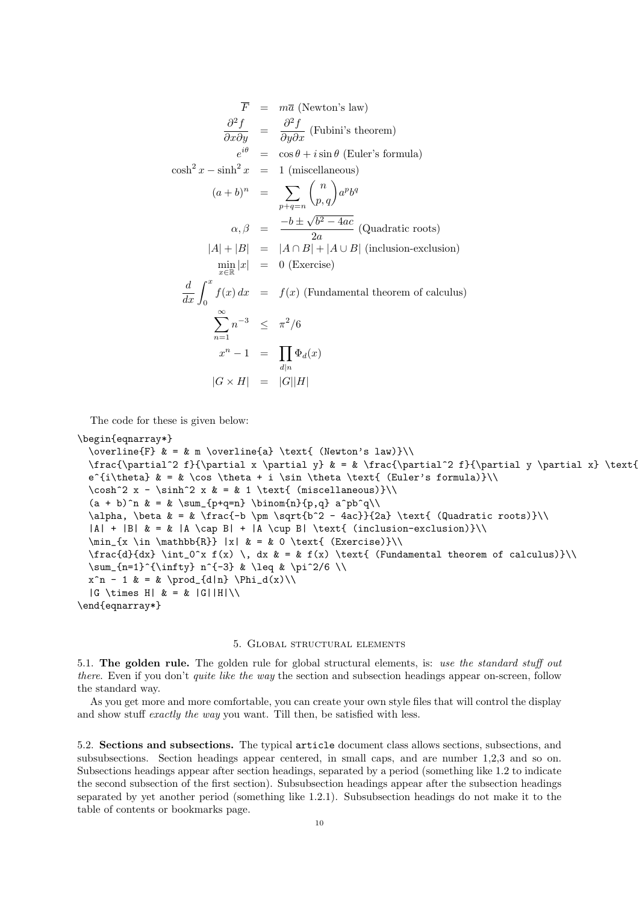$$
\begin{aligned}
\overline{F} &= m\overline{a} \text{ (Newton's law)}\\
\frac{\partial^2 f}{\partial x \partial y} &= \frac{\partial^2 f}{\partial y \partial x} \text{ (Fubini's theorem)}\\
e^{i\theta} &= \cos\theta + i \sin\theta \text{ (Euler's formula)}\\
\cosh^2 x - \sinh^2 x &= 1 \text{ (miscellaneous)}\\
(a+b)^n &= \sum_{p+q=n} \binom{n}{p,q} a^p b^q\\
\alpha, \beta &= \frac{-b \pm \sqrt{b^2 - 4ac}}{2a} \text{ (Quadratic roots)}\\
|A| + |B| &= |A \cap B| + |A \cup B| \text{ (inclusion-exclusion)}\\
\min_{x \in \mathbb{R}} |x| &= 0 \text{ (Exercise)}\\
\frac{d}{dx} \int_0^x f(x)\, dx &= f(x) \text{ (Fundamental theorem of calculus)}\\
\sum_{n=1}^{\infty} n^{-3} &\leq \pi^2/6\\
x^n - 1 &= \prod_{d|n} \Phi_d(x)\\
|G \times H| &= |G||H|
\end{aligned}
$$

The code for these is given below:

```
\begin{eqnarray*}
  \overline{F} & = & m \overline{a} \text{ (Newton's law)}\\
  \frac{\partial^2 f}{\partial x \partial y} & = & \frac{\partial^2 f}{\partial y \partial x} \text{
  e^{i\theta} & = & \cos \theta + i \sin \theta \text{ (Euler's formula)}\\
  \cosh^2 x - \sinh^2 x & = & 1 \text{ (miscellaneous)}\\
  (a + b)^n & = & \sum_{p+q=n} \binom{n}{p,q} a^pb^q\\
  \alpha, \beta & = & \frac{-b \pm \sqrt{b^2 - 4ac}}{2a} \text{ (Quadratic roots)}\\
  |A| + |B| & = & |A \cap B| + |A \cup B| \text{ (inclusion-exclusion)}\\
  \min_{x \in \mathbb{R}} |x| & = & 0 \text{ (Exercise)}\\
  \frac{d}{dx} \int_0^x f(x) \, dx & = & f(x) \text{ (Fundamental theorem of calculus)}\\
  \sum_{n=1}^{\infty} n^{-3} & \leq & \pi^2/6 \\
  x^n - 1 & = & \prod_{d|n} \Phi_d(x)\\
  |G \times H| & = & |G||H|\\
\end{eqnarray*}
```

## 5. Global structural elements

**5.1. The golden rule.** The golden rule for global structural elements, is: *use the standard stuff out there.* Even if you don't *quite like the way* the section and subsection headings appear on-screen, follow the standard way.

As you get more and more comfortable, you can create your own style files that will control the display and show stuff *exactly the way* you want. Till then, be satisfied with less.

**5.2. Sections and subsections.** The typical `article` document class allows sections, subsections, and subsubsections. Section headings appear centered, in small caps, and are number 1,2,3 and so on. Subsections headings appear after section headings, separated by a period (something like 1.2 to indicate the second subsection of the first section). Subsubsection headings appear after the subsection headings separated by yet another period (something like 1.2.1). Subsubsection headings do not make it to the table of contents or bookmarks page.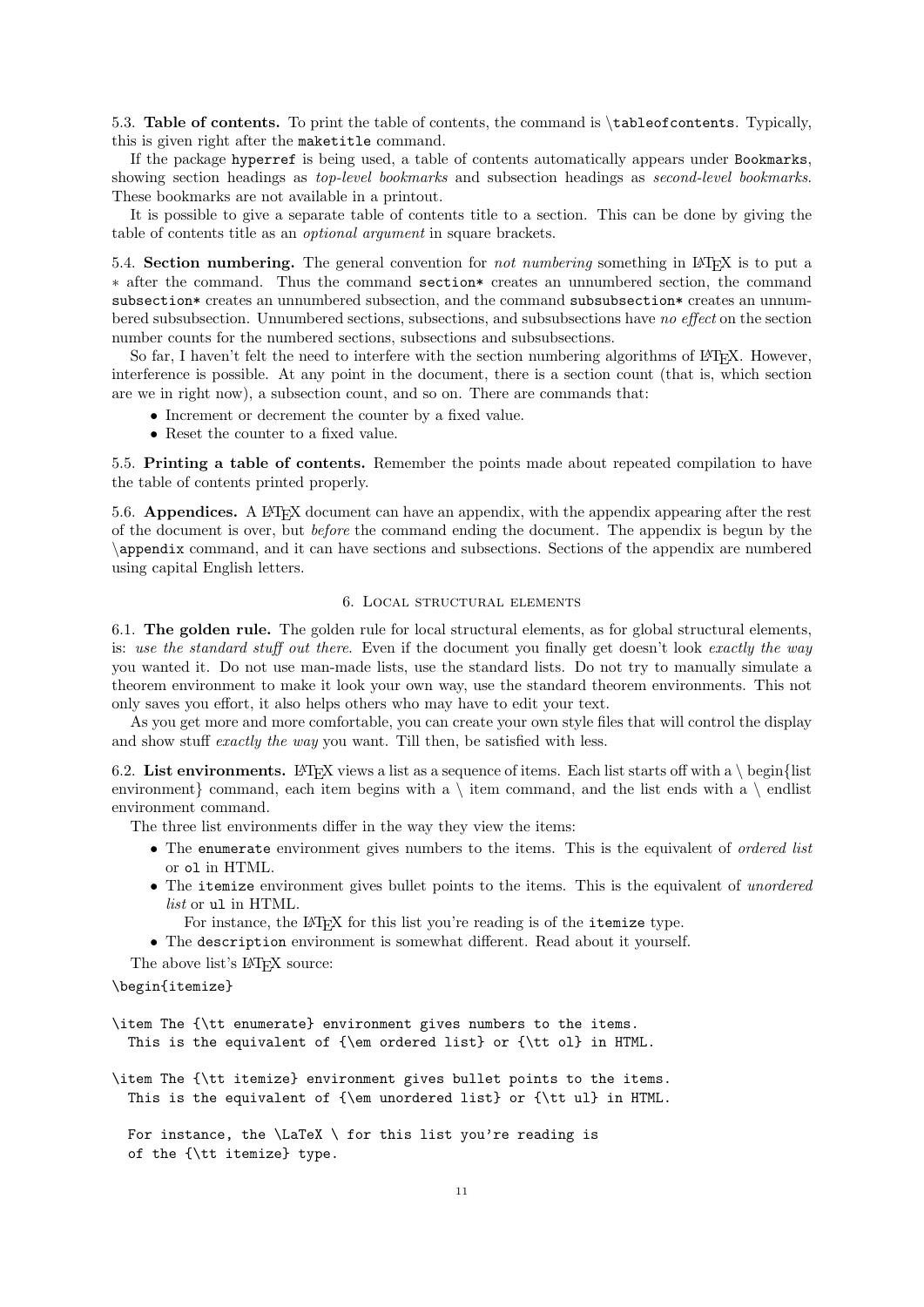5.3. **Table of contents.** To print the table of contents, the command is `\tableofcontents`. Typically, this is given right after the `maketitle` command.

If the package `hyperref` is being used, a table of contents automatically appears under `Bookmarks`, showing section headings as *top-level bookmarks* and subsection headings as *second-level bookmarks*. These bookmarks are not available in a printout.

It is possible to give a separate table of contents title to a section. This can be done by giving the table of contents title as an *optional argument* in square brackets.

5.4. **Section numbering.** The general convention for *not numbering* something in LaTeX is to put a $*$ after the command. Thus the command `section*` creates an unnumbered section, the command `subsection*` creates an unnumbered subsection, and the command `subsubsection*` creates an unnumbered subsubsection. Unnumbered sections, subsections, and subsubsections have *no effect* on the section number counts for the numbered sections, subsections and subsubsections.

So far, I haven't felt the need to interfere with the section numbering algorithms of LaTeX. However, interference is possible. At any point in the document, there is a section count (that is, which section are we in right now), a subsection count, and so on. There are commands that:

- Increment or decrement the counter by a fixed value.
- Reset the counter to a fixed value.

5.5. **Printing a table of contents.** Remember the points made about repeated compilation to have the table of contents printed properly.

5.6. **Appendices.** A LaTeX document can have an appendix, with the appendix appearing after the rest of the document is over, but *before* the command ending the document. The appendix is begun by the `\appendix` command, and it can have sections and subsections. Sections of the appendix are numbered using capital English letters.

## 6. Local structural elements

6.1. **The golden rule.** The golden rule for local structural elements, as for global structural elements, is: *use the standard stuff out there*. Even if the document you finally get doesn't look *exactly the way* you wanted it. Do not use man-made lists, use the standard lists. Do not try to manually simulate a theorem environment to make it look your own way, use the standard theorem environments. This not only saves you effort, it also helps others who may have to edit your text.

As you get more and more comfortable, you can create your own style files that will control the display and show stuff *exactly the way* you want. Till then, be satisfied with less.

6.2. **List environments.** LaTeX views a list as a sequence of items. Each list starts off with a \ begin{list environment} command, each item begins with a \ item command, and the list ends with a \ endlist environment command.

The three list environments differ in the way they view the items:

- The `enumerate` environment gives numbers to the items. This is the equivalent of *ordered list* or `ol` in HTML.
- The `itemize` environment gives bullet points to the items. This is the equivalent of *unordered list* or `ul` in HTML.

  For instance, the LaTeX for this list you're reading is of the `itemize` type.
- The `description` environment is somewhat different. Read about it yourself.

The above list's LaTeX source:

```
\begin{itemize}

\item The {\tt enumerate} environment gives numbers to the items.
  This is the equivalent of {\em ordered list} or {\tt ol} in HTML.

\item The {\tt itemize} environment gives bullet points to the items.
  This is the equivalent of {\em unordered list} or {\tt ul} in HTML.

  For instance, the \LaTeX \ for this list you're reading is
  of the {\tt itemize} type.
```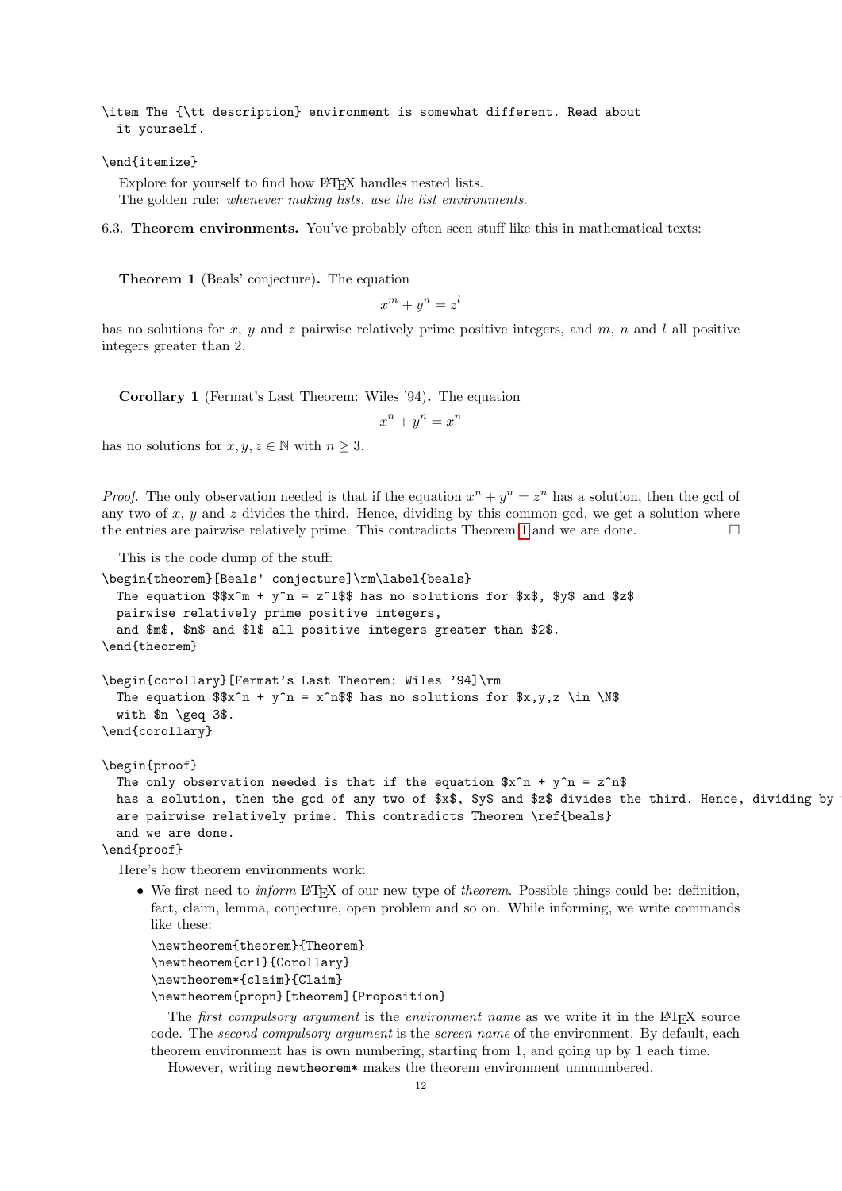```
\item The {\tt description} environment is somewhat different. Read about
  it yourself.

\end{itemize}
```

Explore for yourself to find how LaTeX handles nested lists.

The golden rule: *whenever making lists, use the list environments*.

6.3. **Theorem environments.** You've probably often seen stuff like this in mathematical texts:

**Theorem 1** (Beals' conjecture)**.** The equation

$$x^m + y^n = z^l$$

has no solutions for $x$, $y$ and $z$ pairwise relatively prime positive integers, and $m$, $n$ and $l$ all positive integers greater than 2.

**Corollary 1** (Fermat's Last Theorem: Wiles '94)**.** The equation

$$x^n + y^n = x^n$$

has no solutions for $x, y, z \in \mathbb{N}$ with $n \geq 3$.

*Proof.* The only observation needed is that if the equation $x^n + y^n = z^n$ has a solution, then the gcd of any two of $x$, $y$ and $z$ divides the third. Hence, dividing by this common gcd, we get a solution where the entries are pairwise relatively prime. This contradicts Theorem 1 and we are done. □

This is the code dump of the stuff:

```
\begin{theorem}[Beals' conjecture]\rm\label{beals}
  The equation $$x^m + y^n = z^l$$ has no solutions for $x$, $y$ and $z$
  pairwise relatively prime positive integers,
  and $m$, $n$ and $l$ all positive integers greater than $2$.
\end{theorem}

\begin{corollary}[Fermat's Last Theorem: Wiles '94]\rm
  The equation $$x^n + y^n = x^n$$ has no solutions for $x,y,z \in \N$
  with $n \geq 3$.
\end{corollary}

\begin{proof}
  The only observation needed is that if the equation $x^n + y^n = z^n$
  has a solution, then the gcd of any two of $x$, $y$ and $z$ divides the third. Hence, dividing by
  are pairwise relatively prime. This contradicts Theorem \ref{beals}
  and we are done.
\end{proof}
```

Here's how theorem environments work:

- We first need to *inform* LaTeX of our new type of *theorem*. Possible things could be: definition, fact, claim, lemma, conjecture, open problem and so on. While informing, we write commands like these:

  ```
  \newtheorem{theorem}{Theorem}
  \newtheorem{crl}{Corollary}
  \newtheorem*{claim}{Claim}
  \newtheorem{propn}[theorem]{Proposition}
  ```

  The *first compulsory argument* is the *environment name* as we write it in the LaTeX source code. The *second compulsory argument* is the *screen name* of the environment. By default, each theorem environment has is own numbering, starting from 1, and going up by 1 each time.

  However, writing `newtheorem*` makes the theorem environment unnnumbered.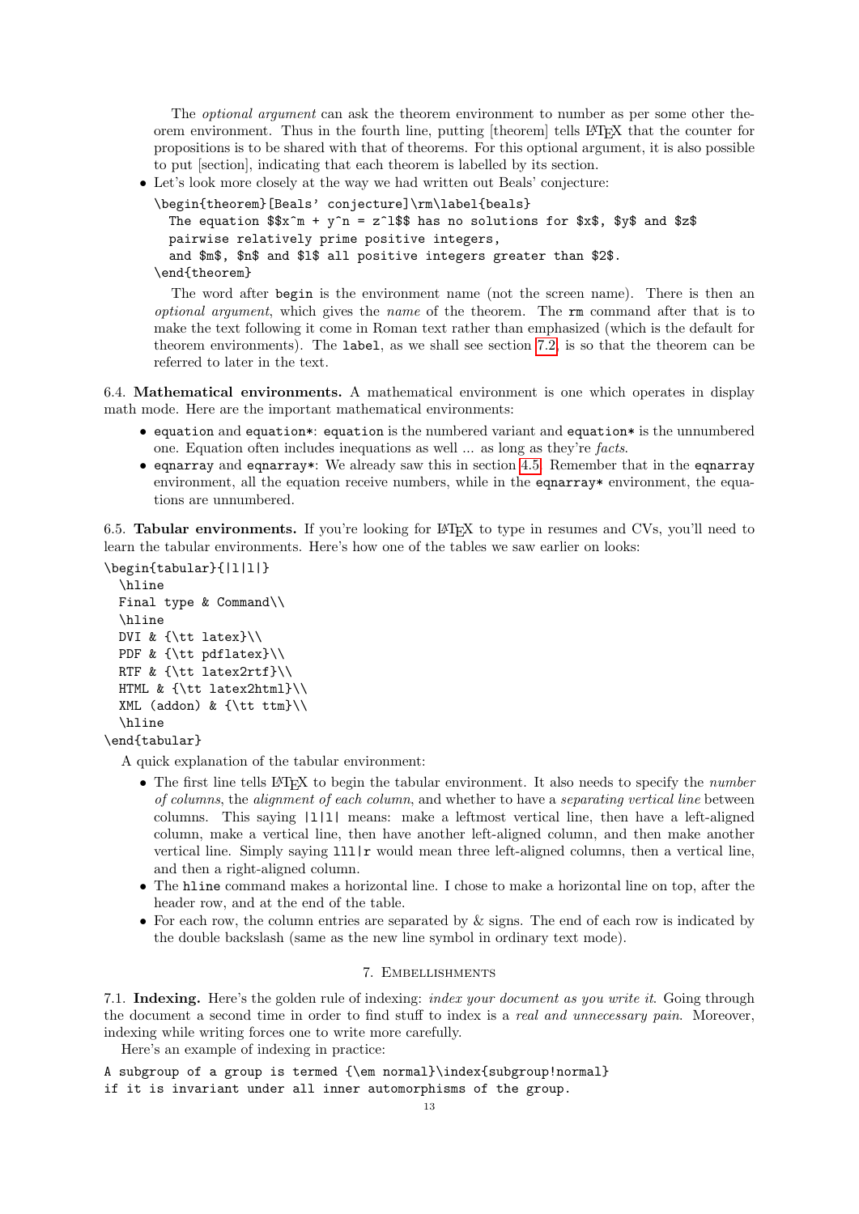The *optional argument* can ask the theorem environment to number as per some other theorem environment. Thus in the fourth line, putting [theorem] tells LaTeX that the counter for propositions is to be shared with that of theorems. For this optional argument, it is also possible to put [section], indicating that each theorem is labelled by its section.

- Let's look more closely at the way we had written out Beals' conjecture:

```
\begin{theorem}[Beals' conjecture]\rm\label{beals}
  The equation $$x^m + y^n = z^l$$ has no solutions for $x$, $y$ and $z$
  pairwise relatively prime positive integers,
  and $m$, $n$ and $l$ all positive integers greater than $2$.
\end{theorem}
```

The word after `begin` is the environment name (not the screen name). There is then an *optional argument*, which gives the *name* of the theorem. The `rm` command after that is to make the text following it come in Roman text rather than emphasized (which is the default for theorem environments). The `label`, as we shall see section 7.2, is so that the theorem can be referred to later in the text.

6.4. **Mathematical environments.** A mathematical environment is one which operates in display math mode. Here are the important mathematical environments:

- `equation` and `equation*`: `equation` is the numbered variant and `equation*` is the unnumbered one. Equation often includes inequations as well ... as long as they're *facts*.
- `eqnarray` and `eqnarray*`: We already saw this in section 4.5. Remember that in the `eqnarray` environment, all the equation receive numbers, while in the `eqnarray*` environment, the equations are unnumbered.

6.5. **Tabular environments.** If you're looking for LaTeX to type in resumes and CVs, you'll need to learn the tabular environments. Here's how one of the tables we saw earlier on looks:

```
\begin{tabular}{|l|l|}
  \hline
  Final type & Command\\
  \hline
  DVI & {\tt latex}\\
  PDF & {\tt pdflatex}\\
  RTF & {\tt latex2rtf}\\
  HTML & {\tt latex2html}\\
  XML (addon) & {\tt ttm}\\
  \hline
\end{tabular}
```

A quick explanation of the tabular environment:

- The first line tells LaTeX to begin the tabular environment. It also needs to specify the *number of columns*, the *alignment of each column*, and whether to have a *separating vertical line* between columns. This saying `|l|l|` means: make a leftmost vertical line, then have a left-aligned column, make a vertical line, then have another left-aligned column, and then make another vertical line. Simply saying `lll|r` would mean three left-aligned columns, then a vertical line, and then a right-aligned column.
- The `hline` command makes a horizontal line. I chose to make a horizontal line on top, after the header row, and at the end of the table.
- For each row, the column entries are separated by & signs. The end of each row is indicated by the double backslash (same as the new line symbol in ordinary text mode).

## 7. Embellishments

7.1. **Indexing.** Here's the golden rule of indexing: *index your document as you write it*. Going through the document a second time in order to find stuff to index is a *real and unnecessary pain*. Moreover, indexing while writing forces one to write more carefully.

Here's an example of indexing in practice:

```
A subgroup of a group is termed {\em normal}\index{subgroup!normal}
if it is invariant under all inner automorphisms of the group.
```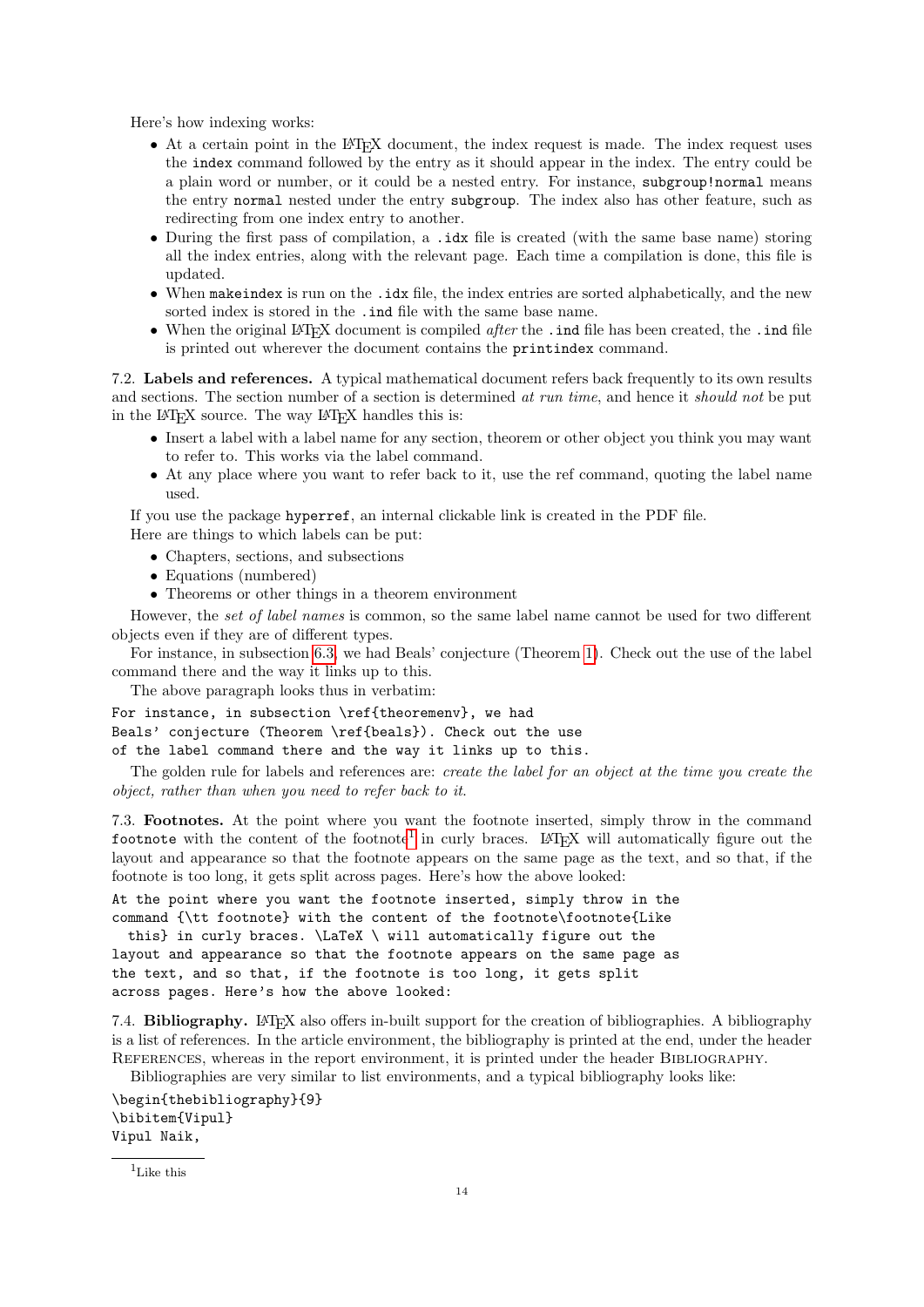Here's how indexing works:

- At a certain point in the LaTeX document, the index request is made. The index request uses the `index` command followed by the entry as it should appear in the index. The entry could be a plain word or number, or it could be a nested entry. For instance, `subgroup!normal` means the entry `normal` nested under the entry `subgroup`. The index also has other feature, such as redirecting from one index entry to another.
- During the first pass of compilation, a `.idx` file is created (with the same base name) storing all the index entries, along with the relevant page. Each time a compilation is done, this file is updated.
- When `makeindex` is run on the `.idx` file, the index entries are sorted alphabetically, and the new sorted index is stored in the `.ind` file with the same base name.
- When the original LaTeX document is compiled *after* the `.ind` file has been created, the `.ind` file is printed out wherever the document contains the `printindex` command.

### 7.2. Labels and references.

A typical mathematical document refers back frequently to its own results and sections. The section number of a section is determined *at run time*, and hence it *should not* be put in the LaTeX source. The way LaTeX handles this is:

- Insert a label with a label name for any section, theorem or other object you think you may want to refer to. This works via the label command.
- At any place where you want to refer back to it, use the ref command, quoting the label name used.

If you use the package `hyperref`, an internal clickable link is created in the PDF file.

Here are things to which labels can be put:

- Chapters, sections, and subsections
- Equations (numbered)
- Theorems or other things in a theorem environment

However, the *set of label names* is common, so the same label name cannot be used for two different objects even if they are of different types.

For instance, in subsection 6.3, we had Beals' conjecture (Theorem 1). Check out the use of the label command there and the way it links up to this.

The above paragraph looks thus in verbatim:

```
For instance, in subsection \ref{theoremenv}, we had
Beals' conjecture (Theorem \ref{beals}). Check out the use
of the label command there and the way it links up to this.
```

The golden rule for labels and references are: *create the label for an object at the time you create the object, rather than when you need to refer back to it.*

### 7.3. Footnotes.

At the point where you want the footnote inserted, simply throw in the command `footnote` with the content of the footnote[1] in curly braces. LaTeX will automatically figure out the layout and appearance so that the footnote appears on the same page as the text, and so that, if the footnote is too long, it gets split across pages. Here's how the above looked:

```
At the point where you want the footnote inserted, simply throw in the
command {\tt footnote} with the content of the footnote\footnote{Like
  this} in curly braces. \LaTeX \ will automatically figure out the
layout and appearance so that the footnote appears on the same page as
the text, and so that, if the footnote is too long, it gets split
across pages. Here's how the above looked:
```

### 7.4. Bibliography.

LaTeX also offers in-built support for the creation of bibliographies. A bibliography is a list of references. In the article environment, the bibliography is printed at the end, under the header REFERENCES, whereas in the report environment, it is printed under the header BIBLIOGRAPHY.

Bibliographies are very similar to list environments, and a typical bibliography looks like:

```
\begin{thebibliography}{9}
\bibitem{Vipul}
Vipul Naik,
```

[1] Like this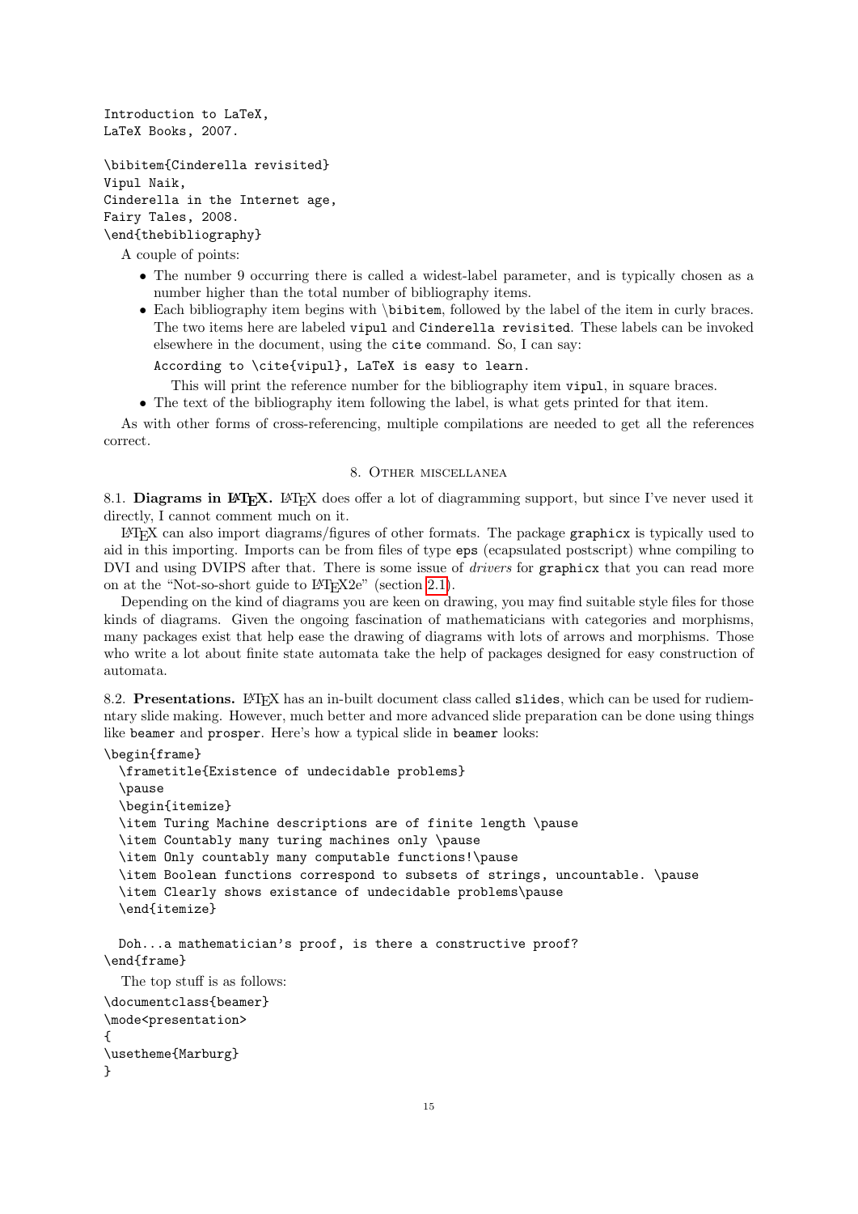```
Introduction to LaTeX,
LaTeX Books, 2007.

\bibitem{Cinderella revisited}
Vipul Naik,
Cinderella in the Internet age,
Fairy Tales, 2008.
\end{thebibliography}
```

A couple of points:

- The number 9 occurring there is called a widest-label parameter, and is typically chosen as a number higher than the total number of bibliography items.
- Each bibliography item begins with `\bibitem`, followed by the label of the item in curly braces. The two items here are labeled `vipul` and `Cinderella revisited`. These labels can be invoked elsewhere in the document, using the `cite` command. So, I can say:

  ```
  According to \cite{vipul}, LaTeX is easy to learn.
  ```

  This will print the reference number for the bibliography item `vipul`, in square braces.
- The text of the bibliography item following the label, is what gets printed for that item.

As with other forms of cross-referencing, multiple compilations are needed to get all the references correct.

## 8. Other miscellanea

**8.1. Diagrams in LaTeX.** LaTeX does offer a lot of diagramming support, but since I've never used it directly, I cannot comment much on it.

LaTeX can also import diagrams/figures of other formats. The package `graphicx` is typically used to aid in this importing. Imports can be from files of type `eps` (ecapsulated postscript) whne compiling to DVI and using DVIPS after that. There is some issue of *drivers* for `graphicx` that you can read more on at the "Not-so-short guide to LaTeX2e" (section 2.1).

Depending on the kind of diagrams you are keen on drawing, you may find suitable style files for those kinds of diagrams. Given the ongoing fascination of mathematicians with categories and morphisms, many packages exist that help ease the drawing of diagrams with lots of arrows and morphisms. Those who write a lot about finite state automata take the help of packages designed for easy construction of automata.

**8.2. Presentations.** LaTeX has an in-built document class called `slides`, which can be used for rudiemntary slide making. However, much better and more advanced slide preparation can be done using things like `beamer` and `prosper`. Here's how a typical slide in `beamer` looks:

```
\begin{frame}
  \frametitle{Existence of undecidable problems}
  \pause
  \begin{itemize}
  \item Turing Machine descriptions are of finite length \pause
  \item Countably many turing machines only \pause
  \item Only countably many computable functions!\pause
  \item Boolean functions correspond to subsets of strings, uncountable. \pause
  \item Clearly shows existance of undecidable problems\pause
  \end{itemize}

  Doh...a mathematician's proof, is there a constructive proof?
\end{frame}
```

The top stuff is as follows:

```
\documentclass{beamer}
\mode<presentation>
{
\usetheme{Marburg}
}
```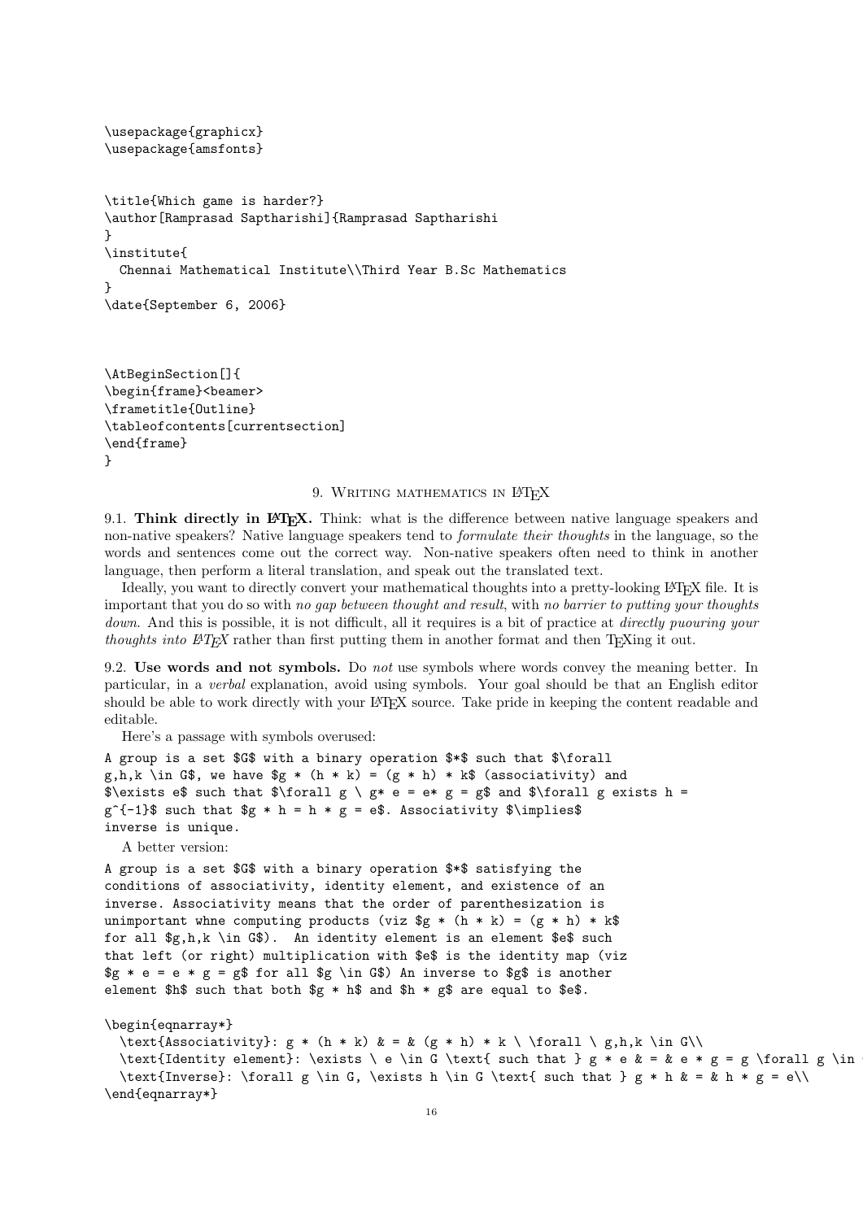```
\usepackage{graphicx}
\usepackage{amsfonts}


\title{Which game is harder?}
\author[Ramprasad Saptharishi]{Ramprasad Saptharishi
}
\institute{
  Chennai Mathematical Institute\\Third Year B.Sc Mathematics
}
\date{September 6, 2006}



\AtBeginSection[]{
\begin{frame}<beamer>
\frametitle{Outline}
\tableofcontents[currentsection]
\end{frame}
}
```

## 9. Writing mathematics in LaTeX

9.1. **Think directly in LaTeX.** Think: what is the difference between native language speakers and non-native speakers? Native language speakers tend to *formulate their thoughts* in the language, so the words and sentences come out the correct way. Non-native speakers often need to think in another language, then perform a literal translation, and speak out the translated text.

Ideally, you want to directly convert your mathematical thoughts into a pretty-looking LaTeX file. It is important that you do so with *no gap between thought and result*, with *no barrier to putting your thoughts down*. And this is possible, it is not difficult, all it requires is a bit of practice at *directly puouring your thoughts into LaTeX* rather than first putting them in another format and then TeXing it out.

9.2. **Use words and not symbols.** Do *not* use symbols where words convey the meaning better. In particular, in a *verbal* explanation, avoid using symbols. Your goal should be that an English editor should be able to work directly with your LaTeX source. Take pride in keeping the content readable and editable.

Here's a passage with symbols overused:

```
A group is a set $G$ with a binary operation $*$ such that $\forall
g,h,k \in G$, we have $g * (h * k) = (g * h) * k$ (associativity) and
$\exists e$ such that $\forall g \ g* e = e* g = g$ and $\forall g exists h =
g^{-1}$ such that $g * h = h * g = e$. Associativity $\implies$
inverse is unique.
```

A better version:

```
A group is a set $G$ with a binary operation $*$ satisfying the
conditions of associativity, identity element, and existence of an
inverse. Associativity means that the order of parenthesization is
unimportant whne computing products (viz $g * (h * k) = (g * h) * k$
for all $g,h,k \in G$). An identity element is an element $e$ such
that left (or right) multiplication with $e$ is the identity map (viz
$g * e = e * g = g$ for all $g \in G$) An inverse to $g$ is another
element $h$ such that both $g * h$ and $h * g$ are equal to $e$.

\begin{eqnarray*}
  \text{Associativity}: g * (h * k) & = & (g * h) * k \ \forall \ g,h,k \in G\\
  \text{Identity element}: \exists \ e \in G \text{ such that } g * e & = & e * g = g \forall g \in
  \text{Inverse}: \forall g \in G, \exists h \in G \text{ such that } g * h & = & h * g = e\\
\end{eqnarray*}
```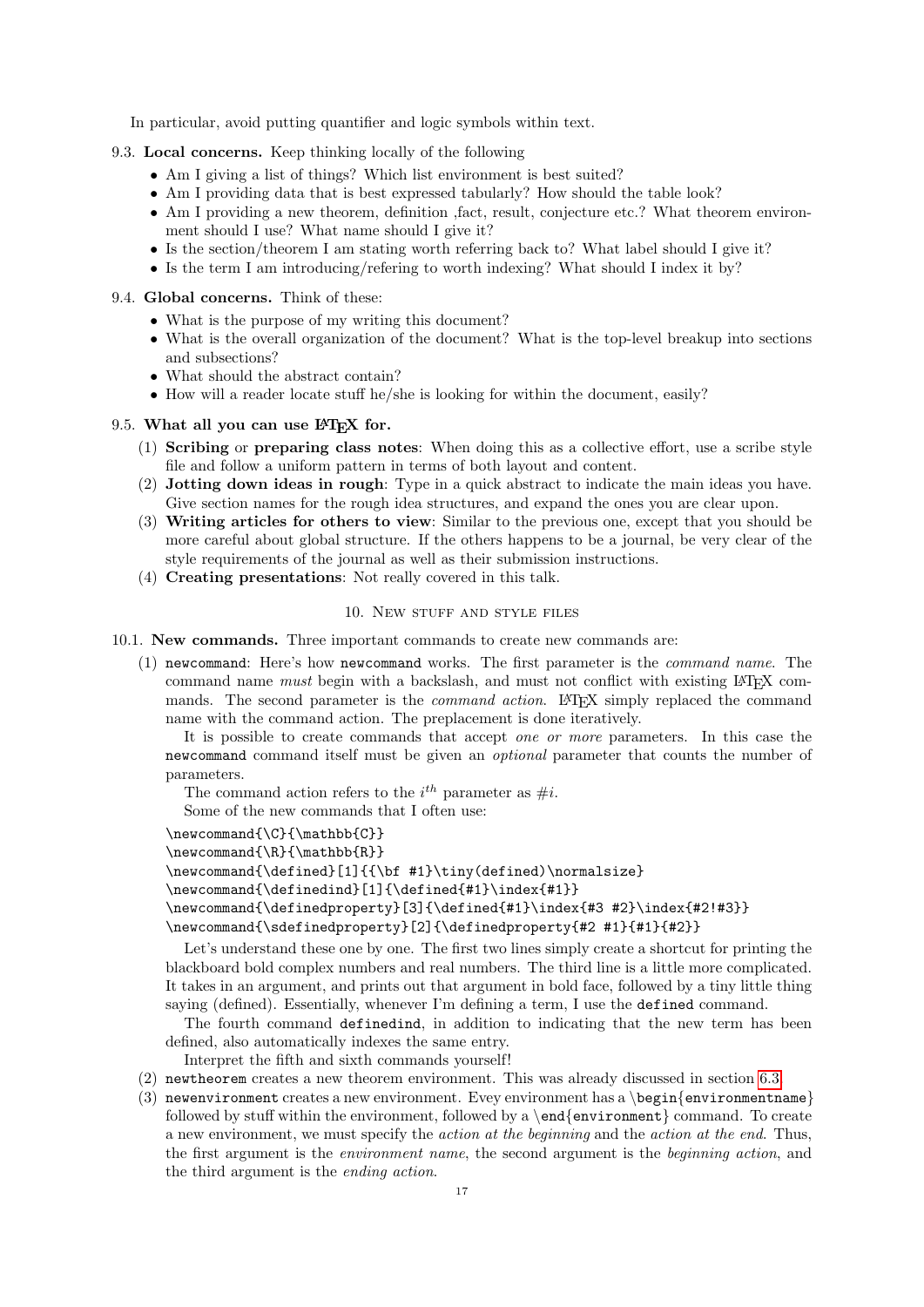In particular, avoid putting quantifier and logic symbols within text.

9.3. **Local concerns.** Keep thinking locally of the following

- Am I giving a list of things? Which list environment is best suited?
- Am I providing data that is best expressed tabularly? How should the table look?
- Am I providing a new theorem, definition ,fact, result, conjecture etc.? What theorem environment should I use? What name should I give it?
- Is the section/theorem I am stating worth referring back to? What label should I give it?
- Is the term I am introducing/refering to worth indexing? What should I index it by?

9.4. **Global concerns.** Think of these:

- What is the purpose of my writing this document?
- What is the overall organization of the document? What is the top-level breakup into sections and subsections?
- What should the abstract contain?
- How will a reader locate stuff he/she is looking for within the document, easily?

9.5. **What all you can use LaTeX for.**

(1) **Scribing** or **preparing class notes**: When doing this as a collective effort, use a scribe style file and follow a uniform pattern in terms of both layout and content.
(2) **Jotting down ideas in rough**: Type in a quick abstract to indicate the main ideas you have. Give section names for the rough idea structures, and expand the ones you are clear upon.
(3) **Writing articles for others to view**: Similar to the previous one, except that you should be more careful about global structure. If the others happens to be a journal, be very clear of the style requirements of the journal as well as their submission instructions.
(4) **Creating presentations**: Not really covered in this talk.

## 10. New stuff and style files

10.1. **New commands.** Three important commands to create new commands are:

(1) `newcommand`: Here's how `newcommand` works. The first parameter is the *command name*. The command name *must* begin with a backslash, and must not conflict with existing LaTeX commands. The second parameter is the *command action*. LaTeX simply replaced the command name with the command action. The preplacement is done iteratively.

It is possible to create commands that accept *one or more* parameters. In this case the `newcommand` command itself must be given an *optional* parameter that counts the number of parameters.

The command action refers to the $i^{th}$ parameter as $\#i$.

Some of the new commands that I often use:

```
\newcommand{\C}{\mathbb{C}}
\newcommand{\R}{\mathbb{R}}
\newcommand{\defined}[1]{{\bf #1}\tiny(defined)\normalsize}
\newcommand{\definedind}[1]{\defined{#1}\index{#1}}
\newcommand{\definedproperty}[3]{\defined{#1}\index{#3 #2}\index{#2!#3}}
\newcommand{\sdefinedproperty}[2]{\definedproperty{#2 #1}{#1}{#2}}
```

Let's understand these one by one. The first two lines simply create a shortcut for printing the blackboard bold complex numbers and real numbers. The third line is a little more complicated. It takes in an argument, and prints out that argument in bold face, followed by a tiny little thing saying (defined). Essentially, whenever I'm defining a term, I use the `defined` command.

The fourth command `definedind`, in addition to indicating that the new term has been defined, also automatically indexes the same entry.

Interpret the fifth and sixth commands yourself!

(2) `newtheorem` creates a new theorem environment. This was already discussed in section 6.3
(3) `newenvironment` creates a new environment. Evey environment has a `\begin{environmentname}` followed by stuff within the environment, followed by a `\end{environment}` command. To create a new environment, we must specify the *action at the beginning* and the *action at the end*. Thus, the first argument is the *environment name*, the second argument is the *beginning action*, and the third argument is the *ending action*.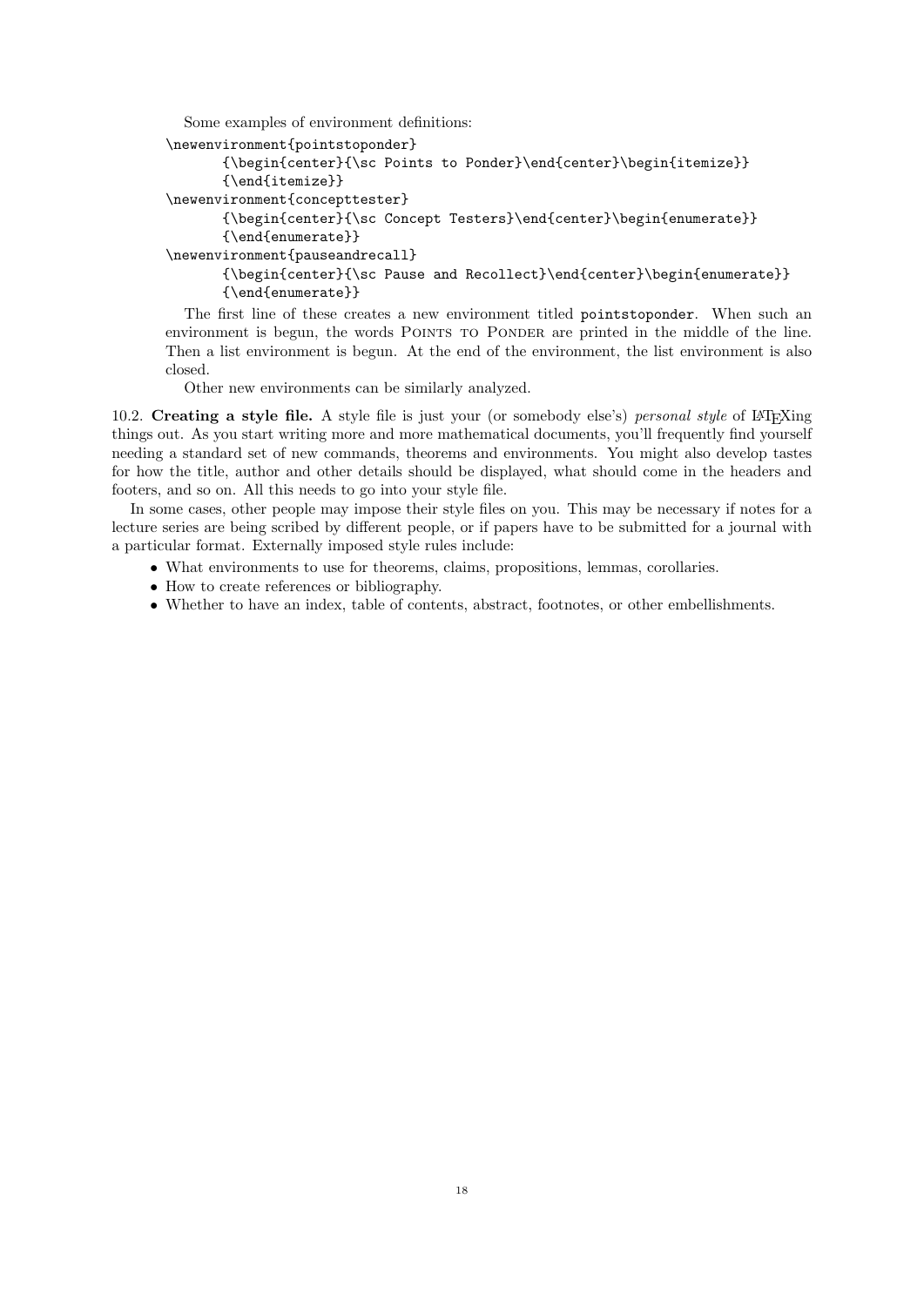Some examples of environment definitions:

```
\newenvironment{pointstoponder}
      {\begin{center}{\sc Points to Ponder}\end{center}\begin{itemize}}
      {\end{itemize}}
\newenvironment{concepttester}
      {\begin{center}{\sc Concept Testers}\end{center}\begin{enumerate}}
      {\end{enumerate}}
\newenvironment{pauseandrecall}
      {\begin{center}{\sc Pause and Recollect}\end{center}\begin{enumerate}}
      {\end{enumerate}}
```

The first line of these creates a new environment titled `pointstoponder`. When such an environment is begun, the words POINTS TO PONDER are printed in the middle of the line. Then a list environment is begun. At the end of the environment, the list environment is also closed.

Other new environments can be similarly analyzed.

10.2. **Creating a style file.** A style file is just your (or somebody else's) *personal style* of LaTeXing things out. As you start writing more and more mathematical documents, you'll frequently find yourself needing a standard set of new commands, theorems and environments. You might also develop tastes for how the title, author and other details should be displayed, what should come in the headers and footers, and so on. All this needs to go into your style file.

In some cases, other people may impose their style files on you. This may be necessary if notes for a lecture series are being scribed by different people, or if papers have to be submitted for a journal with a particular format. Externally imposed style rules include:

- What environments to use for theorems, claims, propositions, lemmas, corollaries.
- How to create references or bibliography.
- Whether to have an index, table of contents, abstract, footnotes, or other embellishments.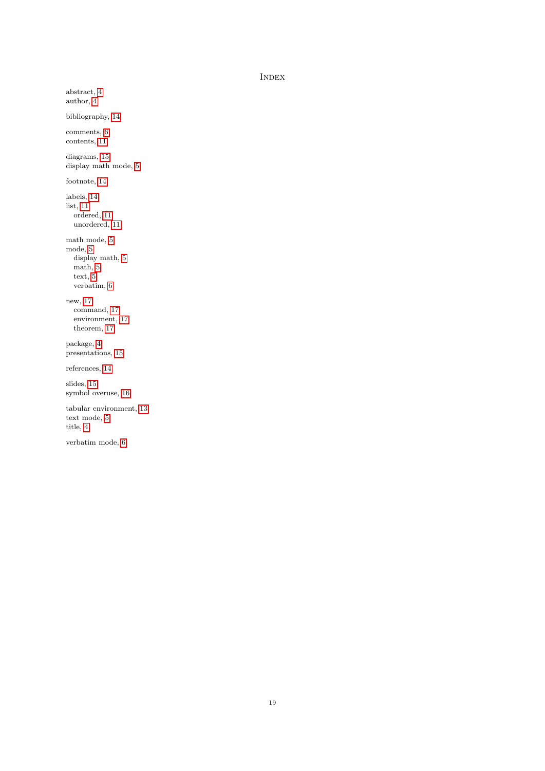# Index

abstract, 4
author, 4

bibliography, 14

comments, 6
contents, 11

diagrams, 15
display math mode, 5

footnote, 14

labels, 14
list, 11
  ordered, 11
  unordered, 11

math mode, 5
mode, 5
  display math, 5
  math, 5
  text, 5
  verbatim, 6

new, 17
  command, 17
  environment, 17
  theorem, 17

package, 4
presentations, 15

references, 14

slides, 15
symbol overuse, 16

tabular environment, 13
text mode, 5
title, 4

verbatim mode, 6